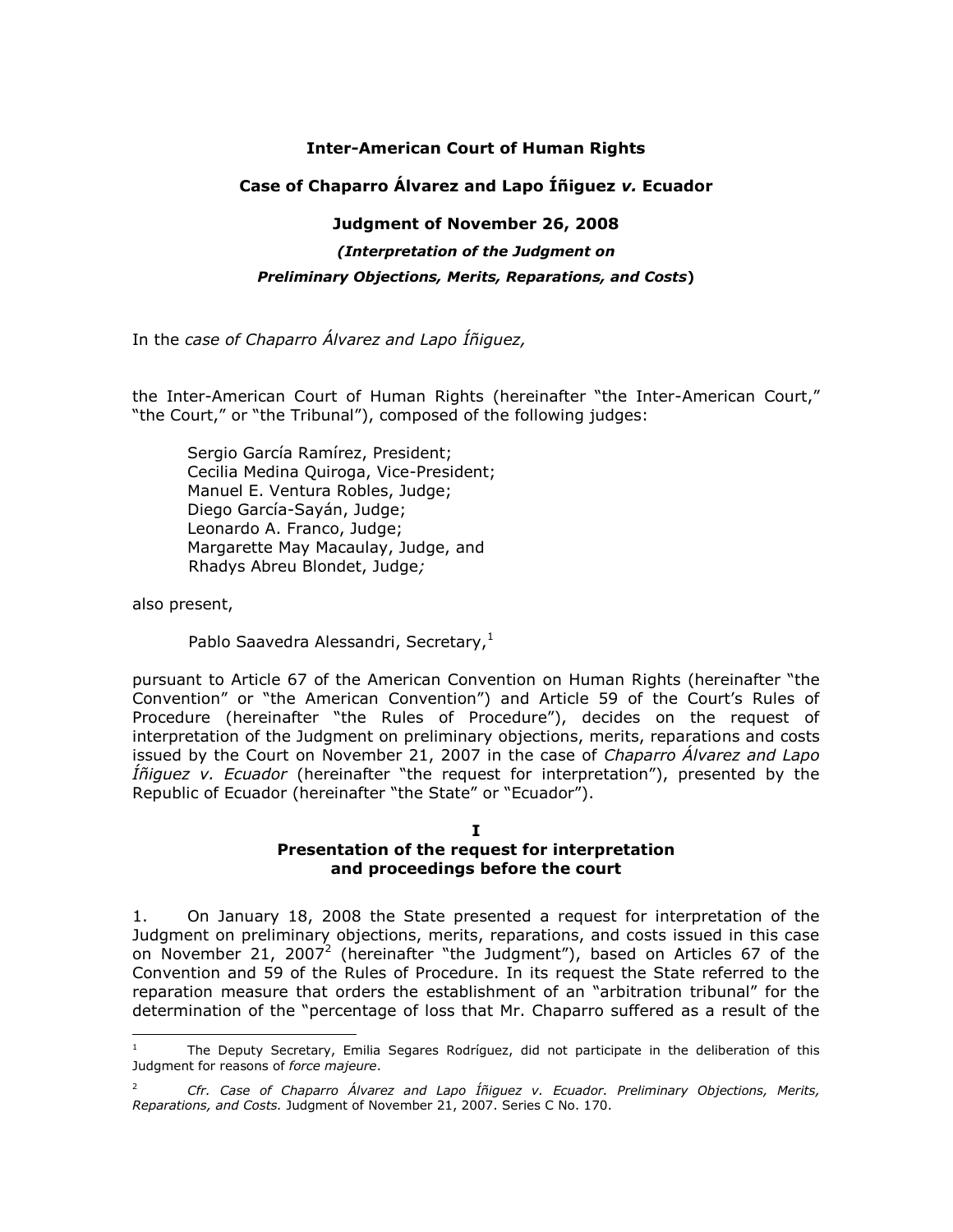**Inter-American Court of Human Rights**

**Case of Chaparro Álvarez and Lapo Íñiguez *v.* Ecuador**

**Judgment of November 26, 2008**

***(Interpretation of the Judgment on***

***Preliminary Objections, Merits, Reparations, and Costs*)**

In the *case of Chaparro Álvarez and Lapo Íñiguez,*

the Inter-American Court of Human Rights (hereinafter "the Inter-American Court," "the Court," or "the Tribunal"), composed of the following judges:

Sergio García Ramírez, President;
Cecilia Medina Quiroga, Vice-President;
Manuel E. Ventura Robles, Judge;
Diego García-Sayán, Judge;
Leonardo A. Franco, Judge;
Margarette May Macaulay, Judge, and
Rhadys Abreu Blondet, Judge*;*

also present,

Pablo Saavedra Alessandri, Secretary,[1]

pursuant to Article 67 of the American Convention on Human Rights (hereinafter "the Convention" or "the American Convention") and Article 59 of the Court's Rules of Procedure (hereinafter "the Rules of Procedure"), decides on the request of interpretation of the Judgment on preliminary objections, merits, reparations and costs issued by the Court on November 21, 2007 in the case of *Chaparro Álvarez and Lapo Íñiguez v. Ecuador* (hereinafter "the request for interpretation"), presented by the Republic of Ecuador (hereinafter "the State" or "Ecuador").

## I
## Presentation of the request for interpretation and proceedings before the court

1. On January 18, 2008 the State presented a request for interpretation of the Judgment on preliminary objections, merits, reparations, and costs issued in this case on November 21, 2007[2] (hereinafter "the Judgment"), based on Articles 67 of the Convention and 59 of the Rules of Procedure. In its request the State referred to the reparation measure that orders the establishment of an "arbitration tribunal" for the determination of the "percentage of loss that Mr. Chaparro suffered as a result of the

---

[1] The Deputy Secretary, Emilia Segares Rodríguez, did not participate in the deliberation of this Judgment for reasons of *force majeure*.

[2] *Cfr. Case of Chaparro Álvarez and Lapo Íñiguez v. Ecuador. Preliminary Objections, Merits, Reparations, and Costs.* Judgment of November 21, 2007. Series C No. 170.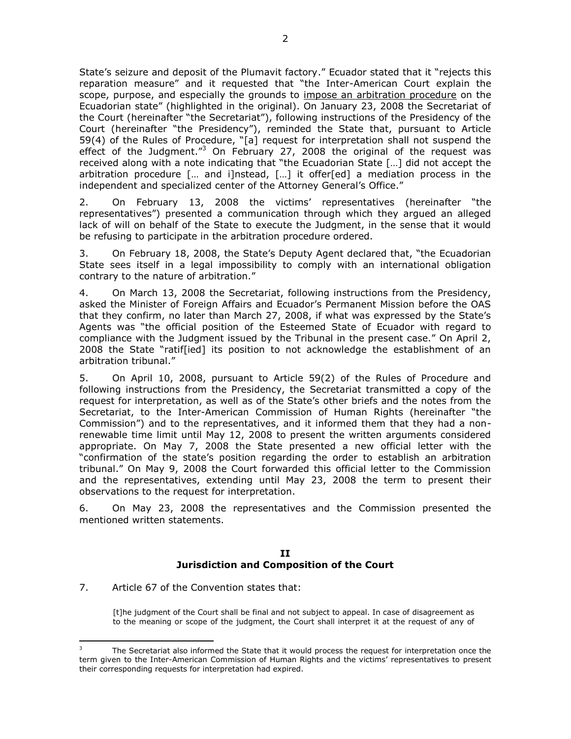State's seizure and deposit of the Plumavit factory." Ecuador stated that it "rejects this reparation measure" and it requested that "the Inter-American Court explain the scope, purpose, and especially the grounds to <u>impose an arbitration procedure</u> on the Ecuadorian state" (highlighted in the original). On January 23, 2008 the Secretariat of the Court (hereinafter "the Secretariat"), following instructions of the Presidency of the Court (hereinafter "the Presidency"), reminded the State that, pursuant to Article 59(4) of the Rules of Procedure, "[a] request for interpretation shall not suspend the effect of the Judgment."[3] On February 27, 2008 the original of the request was received along with a note indicating that "the Ecuadorian State […] did not accept the arbitration procedure [… and i]nstead, […] it offer[ed] a mediation process in the independent and specialized center of the Attorney General's Office."

2. On February 13, 2008 the victims' representatives (hereinafter "the representatives") presented a communication through which they argued an alleged lack of will on behalf of the State to execute the Judgment, in the sense that it would be refusing to participate in the arbitration procedure ordered.

3. On February 18, 2008, the State's Deputy Agent declared that, "the Ecuadorian State sees itself in a legal impossibility to comply with an international obligation contrary to the nature of arbitration."

4. On March 13, 2008 the Secretariat, following instructions from the Presidency, asked the Minister of Foreign Affairs and Ecuador's Permanent Mission before the OAS that they confirm, no later than March 27, 2008, if what was expressed by the State's Agents was "the official position of the Esteemed State of Ecuador with regard to compliance with the Judgment issued by the Tribunal in the present case." On April 2, 2008 the State "ratif[ied] its position to not acknowledge the establishment of an arbitration tribunal."

5. On April 10, 2008, pursuant to Article 59(2) of the Rules of Procedure and following instructions from the Presidency, the Secretariat transmitted a copy of the request for interpretation, as well as of the State's other briefs and the notes from the Secretariat, to the Inter-American Commission of Human Rights (hereinafter "the Commission") and to the representatives, and it informed them that they had a non-renewable time limit until May 12, 2008 to present the written arguments considered appropriate. On May 7, 2008 the State presented a new official letter with the "confirmation of the state's position regarding the order to establish an arbitration tribunal." On May 9, 2008 the Court forwarded this official letter to the Commission and the representatives, extending until May 23, 2008 the term to present their observations to the request for interpretation.

6. On May 23, 2008 the representatives and the Commission presented the mentioned written statements.

## II
## Jurisdiction and Composition of the Court

7. Article 67 of the Convention states that:

> [t]he judgment of the Court shall be final and not subject to appeal. In case of disagreement as to the meaning or scope of the judgment, the Court shall interpret it at the request of any of

[3] The Secretariat also informed the State that it would process the request for interpretation once the term given to the Inter-American Commission of Human Rights and the victims' representatives to present their corresponding requests for interpretation had expired.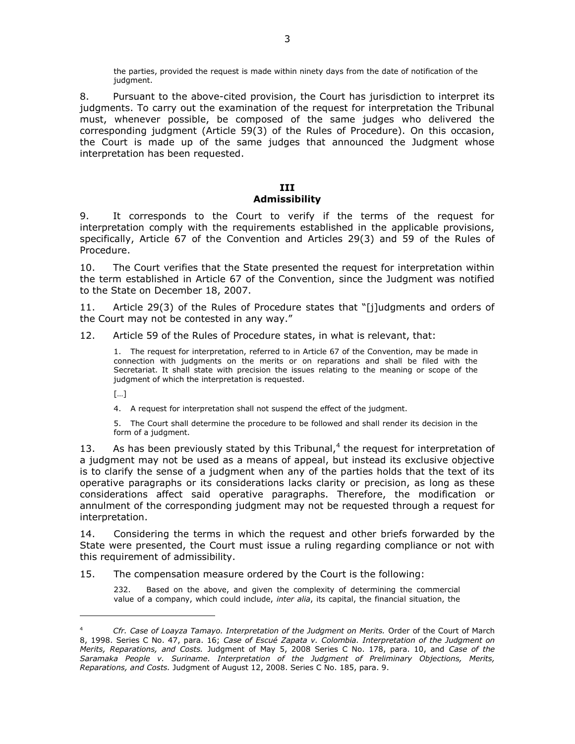> the parties, provided the request is made within ninety days from the date of notification of the judgment.

8. Pursuant to the above-cited provision, the Court has jurisdiction to interpret its judgments. To carry out the examination of the request for interpretation the Tribunal must, whenever possible, be composed of the same judges who delivered the corresponding judgment (Article 59(3) of the Rules of Procedure). On this occasion, the Court is made up of the same judges that announced the Judgment whose interpretation has been requested.

## III
## Admissibility

9. It corresponds to the Court to verify if the terms of the request for interpretation comply with the requirements established in the applicable provisions, specifically, Article 67 of the Convention and Articles 29(3) and 59 of the Rules of Procedure.

10. The Court verifies that the State presented the request for interpretation within the term established in Article 67 of the Convention, since the Judgment was notified to the State on December 18, 2007.

11. Article 29(3) of the Rules of Procedure states that "[j]udgments and orders of the Court may not be contested in any way."

12. Article 59 of the Rules of Procedure states, in what is relevant, that:

> 1. The request for interpretation, referred to in Article 67 of the Convention, may be made in connection with judgments on the merits or on reparations and shall be filed with the Secretariat. It shall state with precision the issues relating to the meaning or scope of the judgment of which the interpretation is requested.
>
> […]
>
> 4. A request for interpretation shall not suspend the effect of the judgment.
>
> 5. The Court shall determine the procedure to be followed and shall render its decision in the form of a judgment.

13. As has been previously stated by this Tribunal,[4] the request for interpretation of a judgment may not be used as a means of appeal, but instead its exclusive objective is to clarify the sense of a judgment when any of the parties holds that the text of its operative paragraphs or its considerations lacks clarity or precision, as long as these considerations affect said operative paragraphs. Therefore, the modification or annulment of the corresponding judgment may not be requested through a request for interpretation.

14. Considering the terms in which the request and other briefs forwarded by the State were presented, the Court must issue a ruling regarding compliance or not with this requirement of admissibility.

15. The compensation measure ordered by the Court is the following:

> 232. Based on the above, and given the complexity of determining the commercial value of a company, which could include, *inter alia*, its capital, the financial situation, the

---

[4] *Cfr. Case of Loayza Tamayo. Interpretation of the Judgment on Merits.* Order of the Court of March 8, 1998. Series C No. 47, para. 16; *Case of Escué Zapata v. Colombia. Interpretation of the Judgment on Merits, Reparations, and Costs.* Judgment of May 5, 2008 Series C No. 178, para. 10, and *Case of the Saramaka People v. Suriname. Interpretation of the Judgment of Preliminary Objections, Merits, Reparations, and Costs.* Judgment of August 12, 2008. Series C No. 185, para. 9.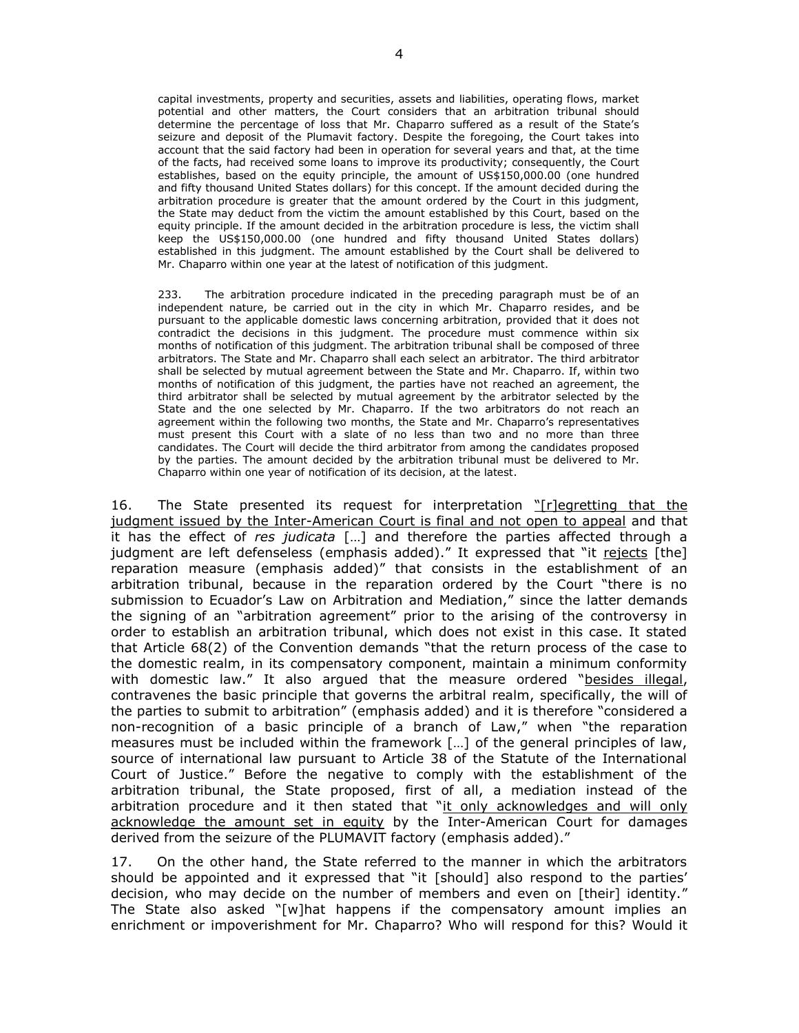> capital investments, property and securities, assets and liabilities, operating flows, market potential and other matters, the Court considers that an arbitration tribunal should determine the percentage of loss that Mr. Chaparro suffered as a result of the State's seizure and deposit of the Plumavit factory. Despite the foregoing, the Court takes into account that the said factory had been in operation for several years and that, at the time of the facts, had received some loans to improve its productivity; consequently, the Court establishes, based on the equity principle, the amount of US$150,000.00 (one hundred and fifty thousand United States dollars) for this concept. If the amount decided during the arbitration procedure is greater that the amount ordered by the Court in this judgment, the State may deduct from the victim the amount established by this Court, based on the equity principle. If the amount decided in the arbitration procedure is less, the victim shall keep the US$150,000.00 (one hundred and fifty thousand United States dollars) established in this judgment. The amount established by the Court shall be delivered to Mr. Chaparro within one year at the latest of notification of this judgment.
>
> 233. The arbitration procedure indicated in the preceding paragraph must be of an independent nature, be carried out in the city in which Mr. Chaparro resides, and be pursuant to the applicable domestic laws concerning arbitration, provided that it does not contradict the decisions in this judgment. The procedure must commence within six months of notification of this judgment. The arbitration tribunal shall be composed of three arbitrators. The State and Mr. Chaparro shall each select an arbitrator. The third arbitrator shall be selected by mutual agreement between the State and Mr. Chaparro. If, within two months of notification of this judgment, the parties have not reached an agreement, the third arbitrator shall be selected by mutual agreement by the arbitrator selected by the State and the one selected by Mr. Chaparro. If the two arbitrators do not reach an agreement within the following two months, the State and Mr. Chaparro's representatives must present this Court with a slate of no less than two and no more than three candidates. The Court will decide the third arbitrator from among the candidates proposed by the parties. The amount decided by the arbitration tribunal must be delivered to Mr. Chaparro within one year of notification of its decision, at the latest.

16. The State presented its request for interpretation "<u>[r]egretting that the judgment issued by the Inter-American Court is final and not open to appeal</u> and that it has the effect of *res judicata* […] and therefore the parties affected through a judgment are left defenseless (emphasis added)." It expressed that "it <u>rejects</u> [the] reparation measure (emphasis added)" that consists in the establishment of an arbitration tribunal, because in the reparation ordered by the Court "there is no submission to Ecuador's Law on Arbitration and Mediation," since the latter demands the signing of an "arbitration agreement" prior to the arising of the controversy in order to establish an arbitration tribunal, which does not exist in this case. It stated that Article 68(2) of the Convention demands "that the return process of the case to the domestic realm, in its compensatory component, maintain a minimum conformity with domestic law." It also argued that the measure ordered "<u>besides illegal</u>, contravenes the basic principle that governs the arbitral realm, specifically, the will of the parties to submit to arbitration" (emphasis added) and it is therefore "considered a non-recognition of a basic principle of a branch of Law," when "the reparation measures must be included within the framework […] of the general principles of law, source of international law pursuant to Article 38 of the Statute of the International Court of Justice." Before the negative to comply with the establishment of the arbitration tribunal, the State proposed, first of all, a mediation instead of the arbitration procedure and it then stated that "<u>it only acknowledges and will only acknowledge the amount set in equity</u> by the Inter-American Court for damages derived from the seizure of the PLUMAVIT factory (emphasis added)."

17. On the other hand, the State referred to the manner in which the arbitrators should be appointed and it expressed that "it [should] also respond to the parties' decision, who may decide on the number of members and even on [their] identity." The State also asked "[w]hat happens if the compensatory amount implies an enrichment or impoverishment for Mr. Chaparro? Who will respond for this? Would it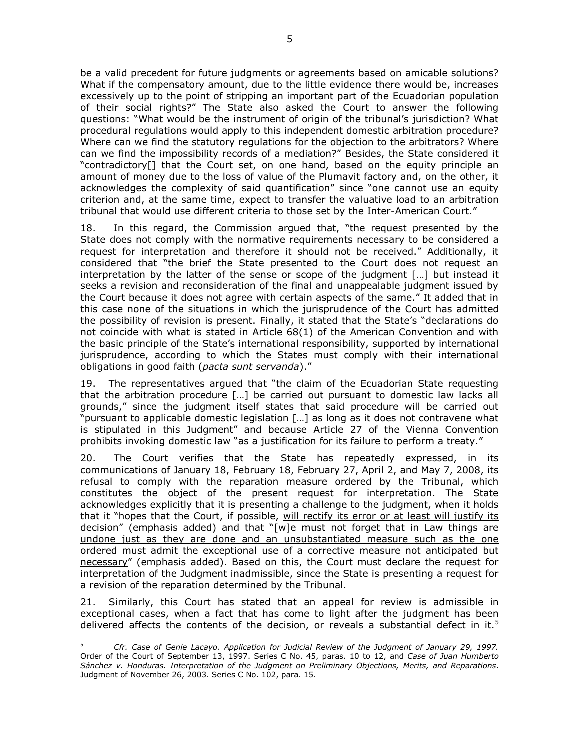be a valid precedent for future judgments or agreements based on amicable solutions? What if the compensatory amount, due to the little evidence there would be, increases excessively up to the point of stripping an important part of the Ecuadorian population of their social rights?" The State also asked the Court to answer the following questions: "What would be the instrument of origin of the tribunal's jurisdiction? What procedural regulations would apply to this independent domestic arbitration procedure? Where can we find the statutory regulations for the objection to the arbitrators? Where can we find the impossibility records of a mediation?" Besides, the State considered it "contradictory[] that the Court set, on one hand, based on the equity principle an amount of money due to the loss of value of the Plumavit factory and, on the other, it acknowledges the complexity of said quantification" since "one cannot use an equity criterion and, at the same time, expect to transfer the valuative load to an arbitration tribunal that would use different criteria to those set by the Inter-American Court."

18. In this regard, the Commission argued that, "the request presented by the State does not comply with the normative requirements necessary to be considered a request for interpretation and therefore it should not be received." Additionally, it considered that "the brief the State presented to the Court does not request an interpretation by the latter of the sense or scope of the judgment […] but instead it seeks a revision and reconsideration of the final and unappealable judgment issued by the Court because it does not agree with certain aspects of the same." It added that in this case none of the situations in which the jurisprudence of the Court has admitted the possibility of revision is present. Finally, it stated that the State's "declarations do not coincide with what is stated in Article 68(1) of the American Convention and with the basic principle of the State's international responsibility, supported by international jurisprudence, according to which the States must comply with their international obligations in good faith (*pacta sunt servanda*)."

19. The representatives argued that "the claim of the Ecuadorian State requesting that the arbitration procedure […] be carried out pursuant to domestic law lacks all grounds," since the judgment itself states that said procedure will be carried out "pursuant to applicable domestic legislation […] as long as it does not contravene what is stipulated in this Judgment" and because Article 27 of the Vienna Convention prohibits invoking domestic law "as a justification for its failure to perform a treaty."

20. The Court verifies that the State has repeatedly expressed, in its communications of January 18, February 18, February 27, April 2, and May 7, 2008, its refusal to comply with the reparation measure ordered by the Tribunal, which constitutes the object of the present request for interpretation. The State acknowledges explicitly that it is presenting a challenge to the judgment, when it holds that it "hopes that the Court, if possible, <u>will rectify its error or at least will justify its decision</u>" (emphasis added) and that "<u>[w]e must not forget that in Law things are undone just as they are done and an unsubstantiated measure such as the one ordered must admit the exceptional use of a corrective measure not anticipated but necessary</u>" (emphasis added). Based on this, the Court must declare the request for interpretation of the Judgment inadmissible, since the State is presenting a request for a revision of the reparation determined by the Tribunal.

21. Similarly, this Court has stated that an appeal for review is admissible in exceptional cases, when a fact that has come to light after the judgment has been delivered affects the contents of the decision, or reveals a substantial defect in it.[5]

---

[5] *Cfr. Case of Genie Lacayo. Application for Judicial Review of the Judgment of January 29, 1997.* Order of the Court of September 13, 1997. Series C No. 45, paras. 10 to 12, and *Case of Juan Humberto Sánchez v. Honduras. Interpretation of the Judgment on Preliminary Objections, Merits, and Reparations*. Judgment of November 26, 2003. Series C No. 102, para. 15.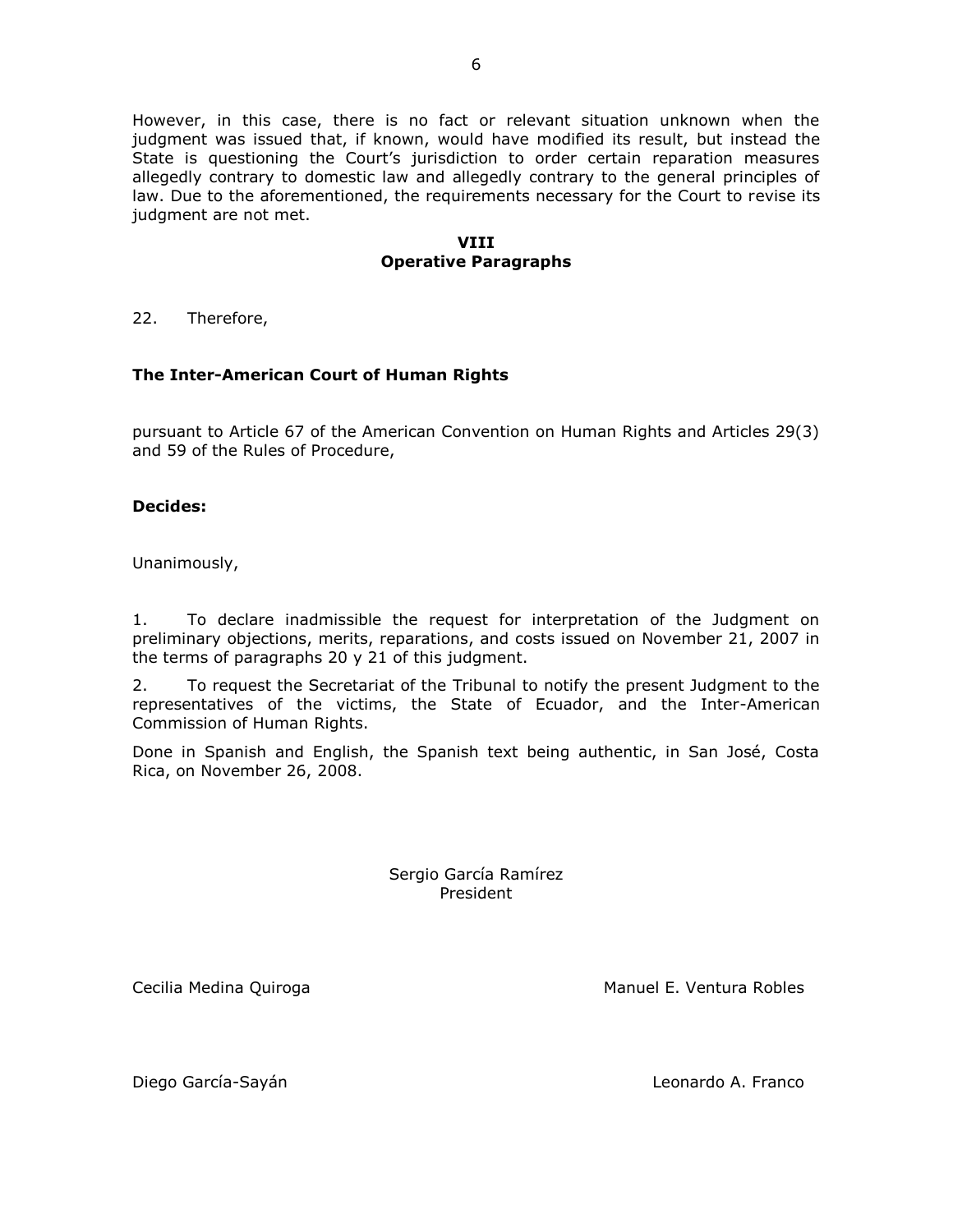However, in this case, there is no fact or relevant situation unknown when the judgment was issued that, if known, would have modified its result, but instead the State is questioning the Court's jurisdiction to order certain reparation measures allegedly contrary to domestic law and allegedly contrary to the general principles of law. Due to the aforementioned, the requirements necessary for the Court to revise its judgment are not met.

## VIII
## Operative Paragraphs

22. Therefore,

**The Inter-American Court of Human Rights**

pursuant to Article 67 of the American Convention on Human Rights and Articles 29(3) and 59 of the Rules of Procedure,

**Decides:**

Unanimously,

1. To declare inadmissible the request for interpretation of the Judgment on preliminary objections, merits, reparations, and costs issued on November 21, 2007 in the terms of paragraphs 20 y 21 of this judgment.

2. To request the Secretariat of the Tribunal to notify the present Judgment to the representatives of the victims, the State of Ecuador, and the Inter-American Commission of Human Rights.

Done in Spanish and English, the Spanish text being authentic, in San José, Costa Rica, on November 26, 2008.

Sergio García Ramírez
President

Cecilia Medina Quiroga

Manuel E. Ventura Robles

Diego García-Sayán

Leonardo A. Franco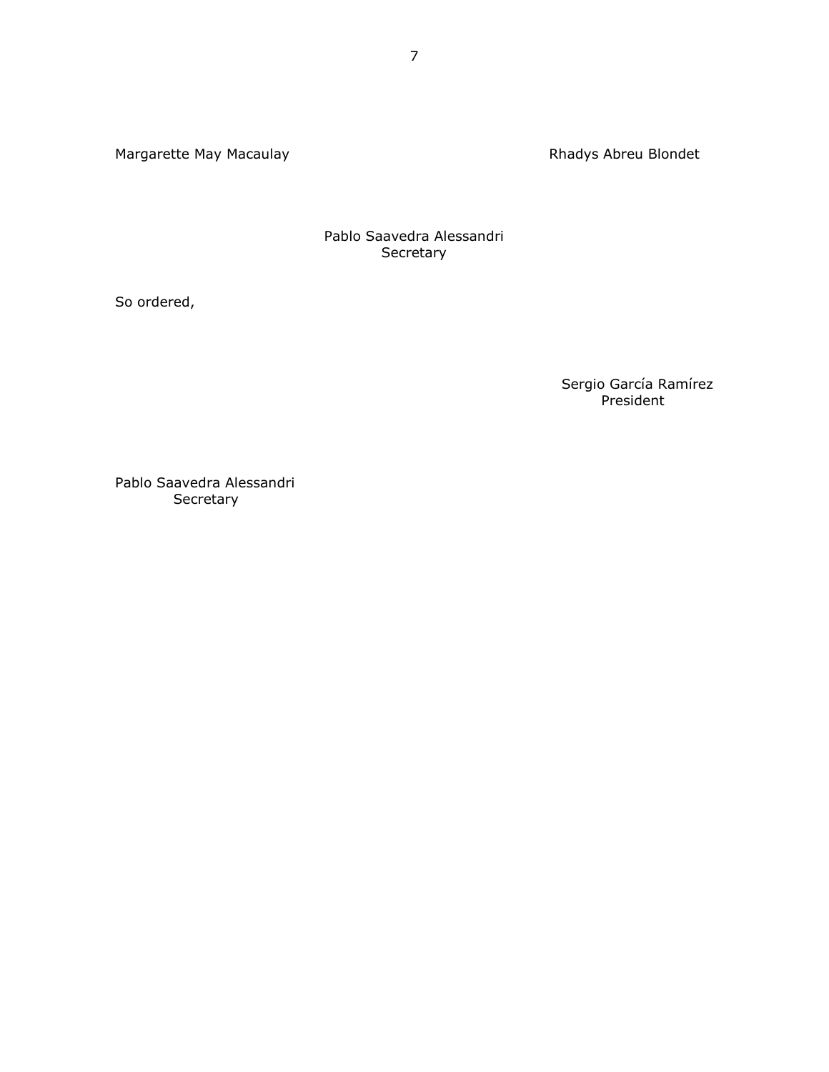Margarette May Macaulay Rhadys Abreu Blondet

Pablo Saavedra Alessandri
Secretary

So ordered,

Sergio García Ramírez
President

Pablo Saavedra Alessandri
Secretary